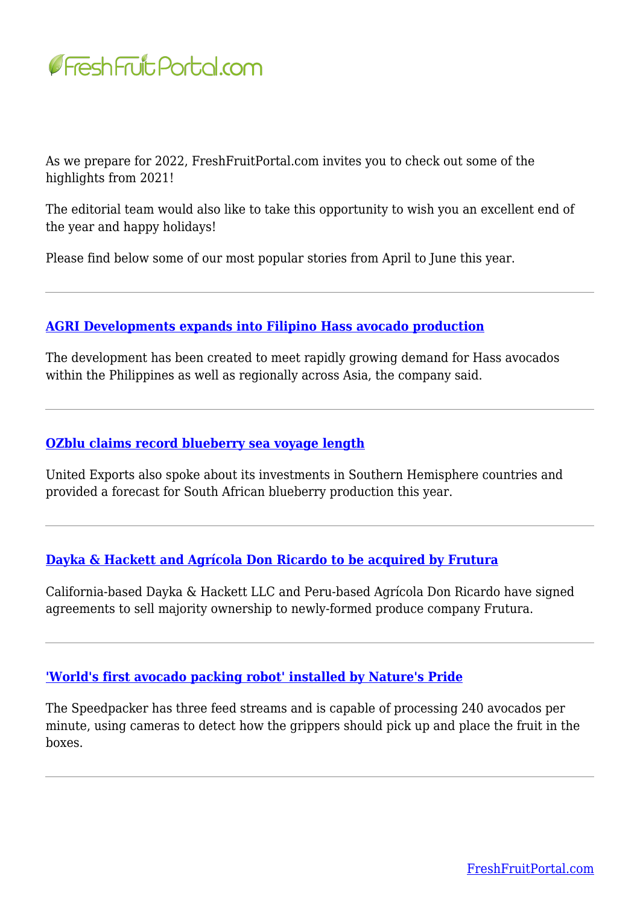As we prepare for 2022, FreshFruitPortal.com invites you to check out some of the highlights from 2021!

The editorial team would also like to take this opportunity to wish you an excellent end of the year and happy holidays!

Please find below some of our most popular stories from April to June this year.

---

### **AGRI Developments expands into Filipino Hass avocado production**

The development has been created to meet rapidly growing demand for Hass avocados within the Philippines as well as regionally across Asia, the company said.

---

### **OZblu claims record blueberry sea voyage length**

United Exports also spoke about its investments in Southern Hemisphere countries and provided a forecast for South African blueberry production this year.

---

### **Dayka & Hackett and Agrícola Don Ricardo to be acquired by Frutura**

California-based Dayka & Hackett LLC and Peru-based Agrícola Don Ricardo have signed agreements to sell majority ownership to newly-formed produce company Frutura.

---

### **'World's first avocado packing robot' installed by Nature's Pride**

The Speedpacker has three feed streams and is capable of processing 240 avocados per minute, using cameras to detect how the grippers should pick up and place the fruit in the boxes.

---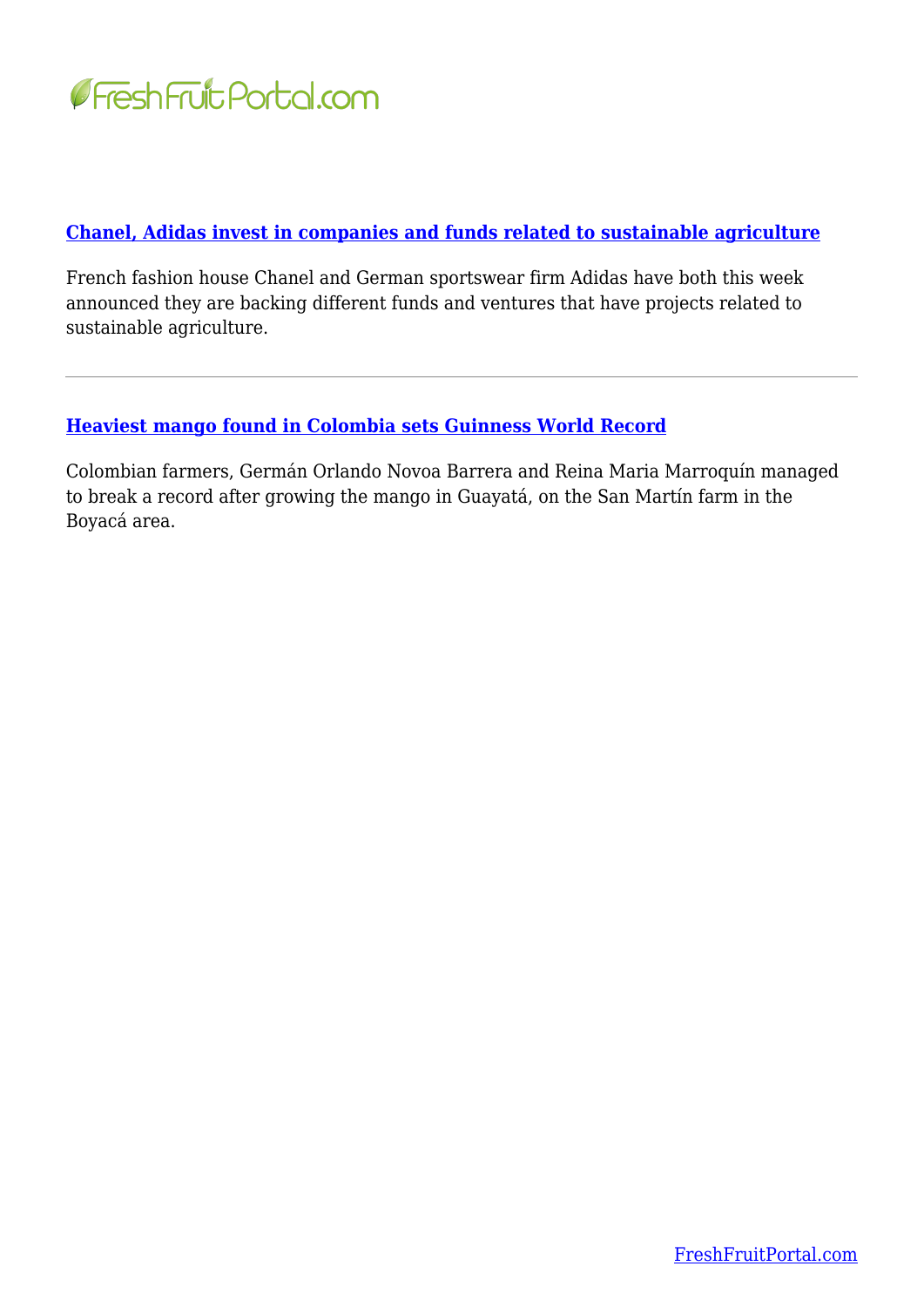### [Chanel, Adidas invest in companies and funds related to sustainable agriculture]

French fashion house Chanel and German sportswear firm Adidas have both this week announced they are backing different funds and ventures that have projects related to sustainable agriculture.

---

### [Heaviest mango found in Colombia sets Guinness World Record]

Colombian farmers, Germán Orlando Novoa Barrera and Reina Maria Marroquín managed to break a record after growing the mango in Guayatá, on the San Martín farm in the Boyacá area.